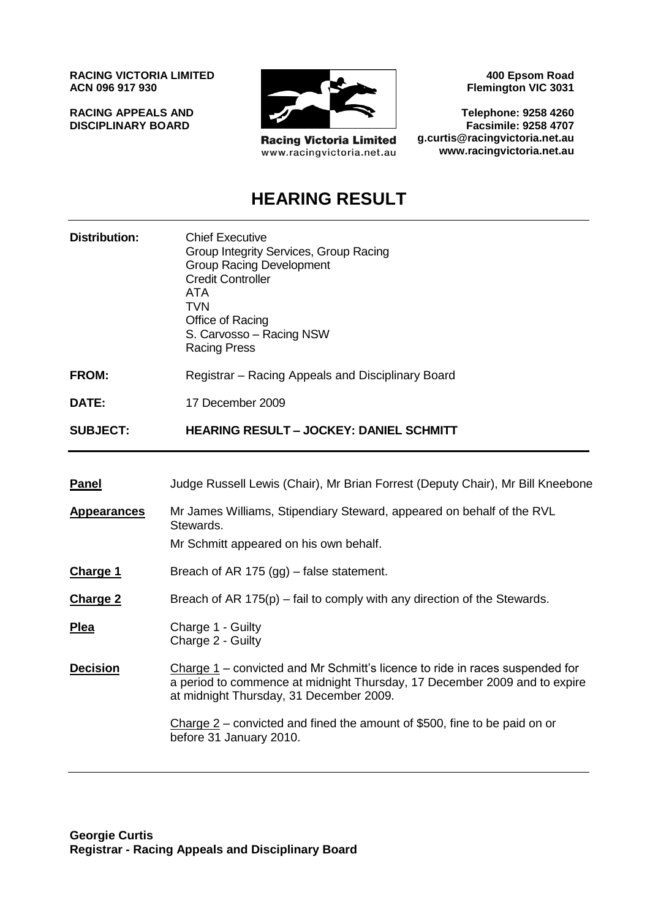**RACING VICTORIA LIMITED**
**ACN 096 917 930**

**RACING APPEALS AND DISCIPLINARY BOARD**

Racing Victoria Limited
www.racingvictoria.net.au

**400 Epsom Road**
**Flemington VIC 3031**

**Telephone: 9258 4260**
**Facsimile: 9258 4707**
**g.curtis@racingvictoria.net.au**
**www.racingvictoria.net.au**

# HEARING RESULT

| | |
|---|---|
| **Distribution:** | Chief Executive<br>Group Integrity Services, Group Racing<br>Group Racing Development<br>Credit Controller<br>ATA<br>TVN<br>Office of Racing<br>S. Carvosso – Racing NSW<br>Racing Press |
| **FROM:** | Registrar – Racing Appeals and Disciplinary Board |
| **DATE:** | 17 December 2009 |
| **SUBJECT:** | **HEARING RESULT – JOCKEY: DANIEL SCHMITT** |

| | |
|---|---|
| **Panel** | Judge Russell Lewis (Chair), Mr Brian Forrest (Deputy Chair), Mr Bill Kneebone |
| **Appearances** | Mr James Williams, Stipendiary Steward, appeared on behalf of the RVL Stewards.<br>Mr Schmitt appeared on his own behalf. |
| **Charge 1** | Breach of AR 175 (gg) – false statement. |
| **Charge 2** | Breach of AR 175(p) – fail to comply with any direction of the Stewards. |
| **Plea** | Charge 1 - Guilty<br>Charge 2 - Guilty |
| **Decision** | Charge 1 – convicted and Mr Schmitt's licence to ride in races suspended for a period to commence at midnight Thursday, 17 December 2009 and to expire at midnight Thursday, 31 December 2009.<br><br>Charge 2 – convicted and fined the amount of \$500, fine to be paid on or before 31 January 2010. |

**Georgie Curtis**
**Registrar - Racing Appeals and Disciplinary Board**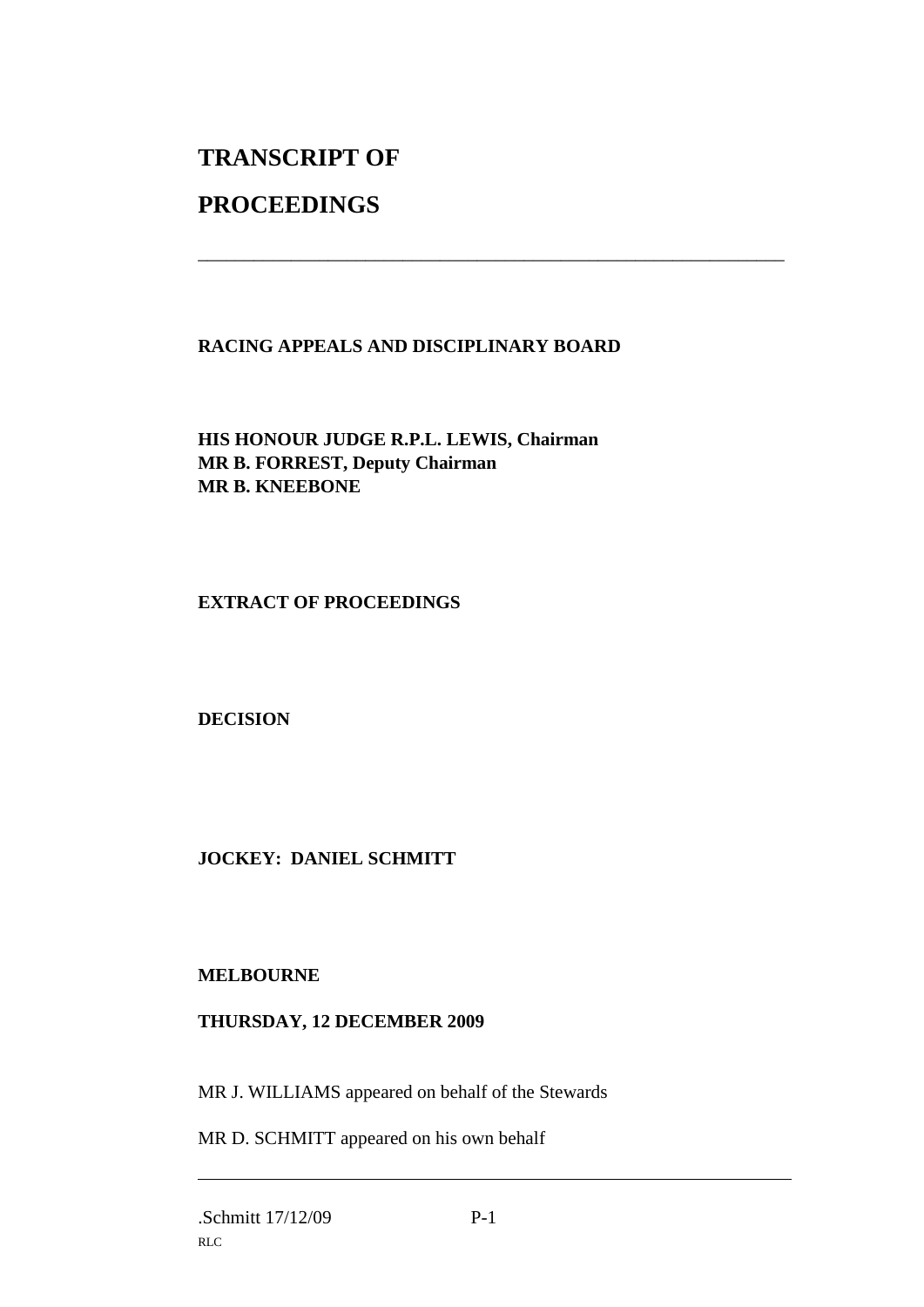# TRANSCRIPT OF

# PROCEEDINGS

---

**RACING APPEALS AND DISCIPLINARY BOARD**

**HIS HONOUR JUDGE R.P.L. LEWIS, Chairman**
**MR B. FORREST, Deputy Chairman**
**MR B. KNEEBONE**

**EXTRACT OF PROCEEDINGS**

**DECISION**

**JOCKEY: DANIEL SCHMITT**

**MELBOURNE**

**THURSDAY, 12 DECEMBER 2009**

MR J. WILLIAMS appeared on behalf of the Stewards

MR D. SCHMITT appeared on his own behalf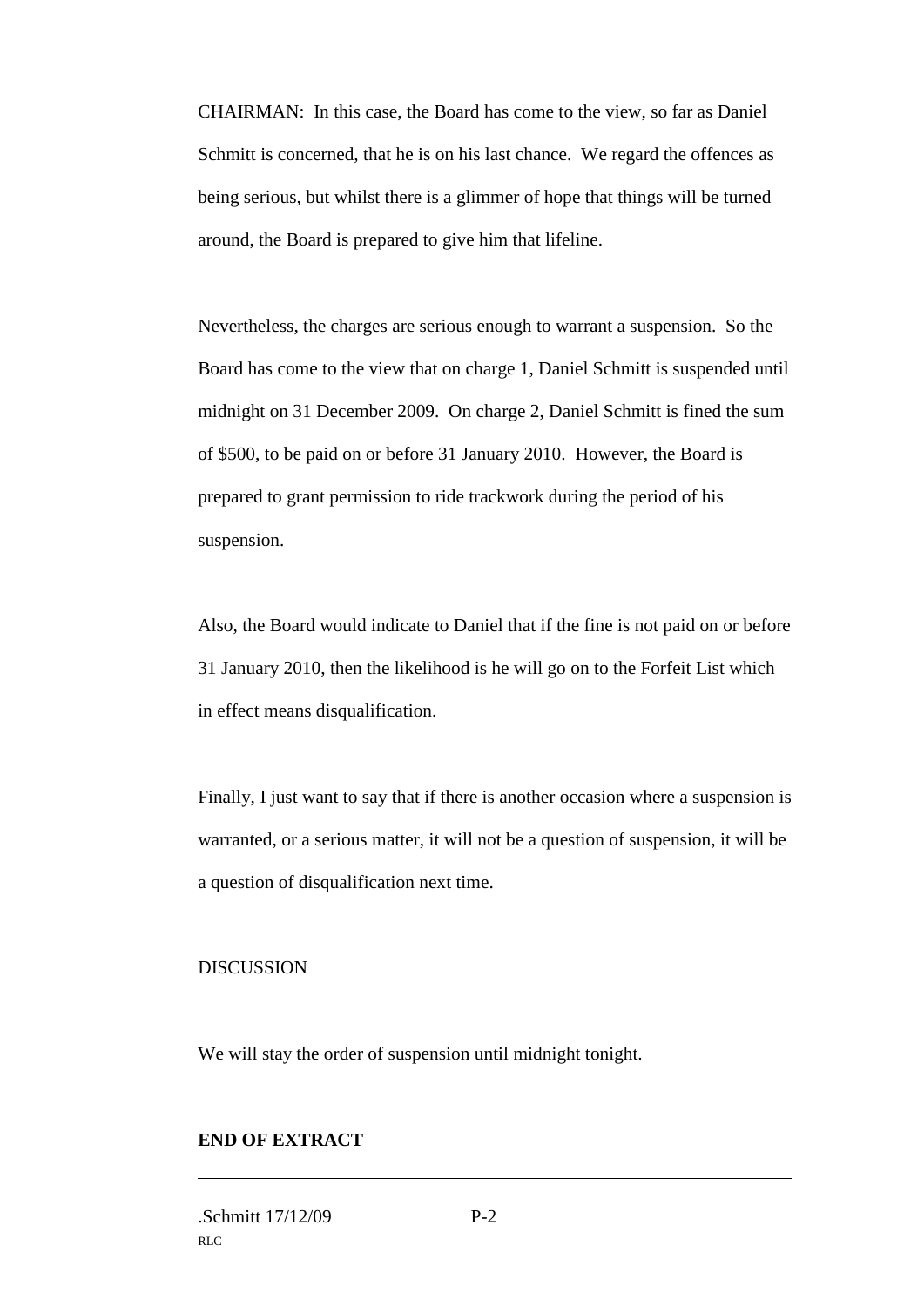CHAIRMAN: In this case, the Board has come to the view, so far as Daniel Schmitt is concerned, that he is on his last chance. We regard the offences as being serious, but whilst there is a glimmer of hope that things will be turned around, the Board is prepared to give him that lifeline.

Nevertheless, the charges are serious enough to warrant a suspension. So the Board has come to the view that on charge 1, Daniel Schmitt is suspended until midnight on 31 December 2009. On charge 2, Daniel Schmitt is fined the sum of $500, to be paid on or before 31 January 2010. However, the Board is prepared to grant permission to ride trackwork during the period of his suspension.

Also, the Board would indicate to Daniel that if the fine is not paid on or before 31 January 2010, then the likelihood is he will go on to the Forfeit List which in effect means disqualification.

Finally, I just want to say that if there is another occasion where a suspension is warranted, or a serious matter, it will not be a question of suspension, it will be a question of disqualification next time.

DISCUSSION

We will stay the order of suspension until midnight tonight.

**END OF EXTRACT**